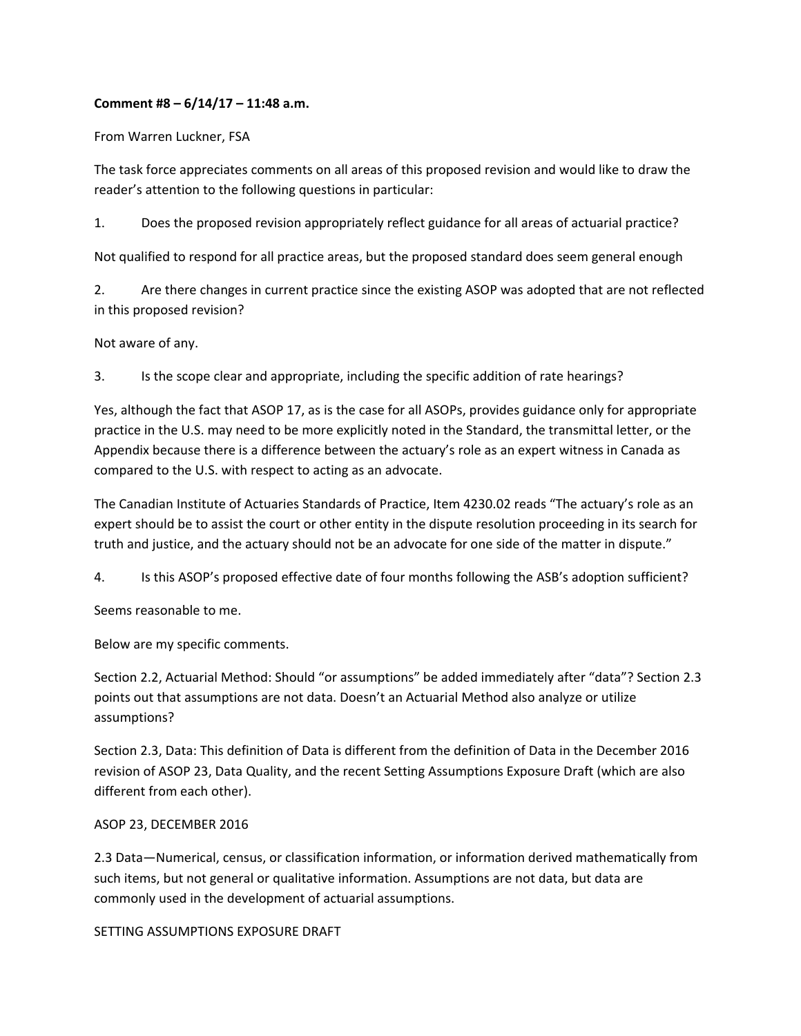**Comment #8 – 6/14/17 – 11:48 a.m.**

From Warren Luckner, FSA

The task force appreciates comments on all areas of this proposed revision and would like to draw the reader's attention to the following questions in particular:

1. Does the proposed revision appropriately reflect guidance for all areas of actuarial practice?

Not qualified to respond for all practice areas, but the proposed standard does seem general enough

2. Are there changes in current practice since the existing ASOP was adopted that are not reflected in this proposed revision?

Not aware of any.

3. Is the scope clear and appropriate, including the specific addition of rate hearings?

Yes, although the fact that ASOP 17, as is the case for all ASOPs, provides guidance only for appropriate practice in the U.S. may need to be more explicitly noted in the Standard, the transmittal letter, or the Appendix because there is a difference between the actuary's role as an expert witness in Canada as compared to the U.S. with respect to acting as an advocate.

The Canadian Institute of Actuaries Standards of Practice, Item 4230.02 reads "The actuary's role as an expert should be to assist the court or other entity in the dispute resolution proceeding in its search for truth and justice, and the actuary should not be an advocate for one side of the matter in dispute."

4. Is this ASOP's proposed effective date of four months following the ASB's adoption sufficient?

Seems reasonable to me.

Below are my specific comments.

Section 2.2, Actuarial Method: Should "or assumptions" be added immediately after "data"? Section 2.3 points out that assumptions are not data. Doesn't an Actuarial Method also analyze or utilize assumptions?

Section 2.3, Data: This definition of Data is different from the definition of Data in the December 2016 revision of ASOP 23, Data Quality, and the recent Setting Assumptions Exposure Draft (which are also different from each other).

ASOP 23, DECEMBER 2016

2.3 Data—Numerical, census, or classification information, or information derived mathematically from such items, but not general or qualitative information. Assumptions are not data, but data are commonly used in the development of actuarial assumptions.

SETTING ASSUMPTIONS EXPOSURE DRAFT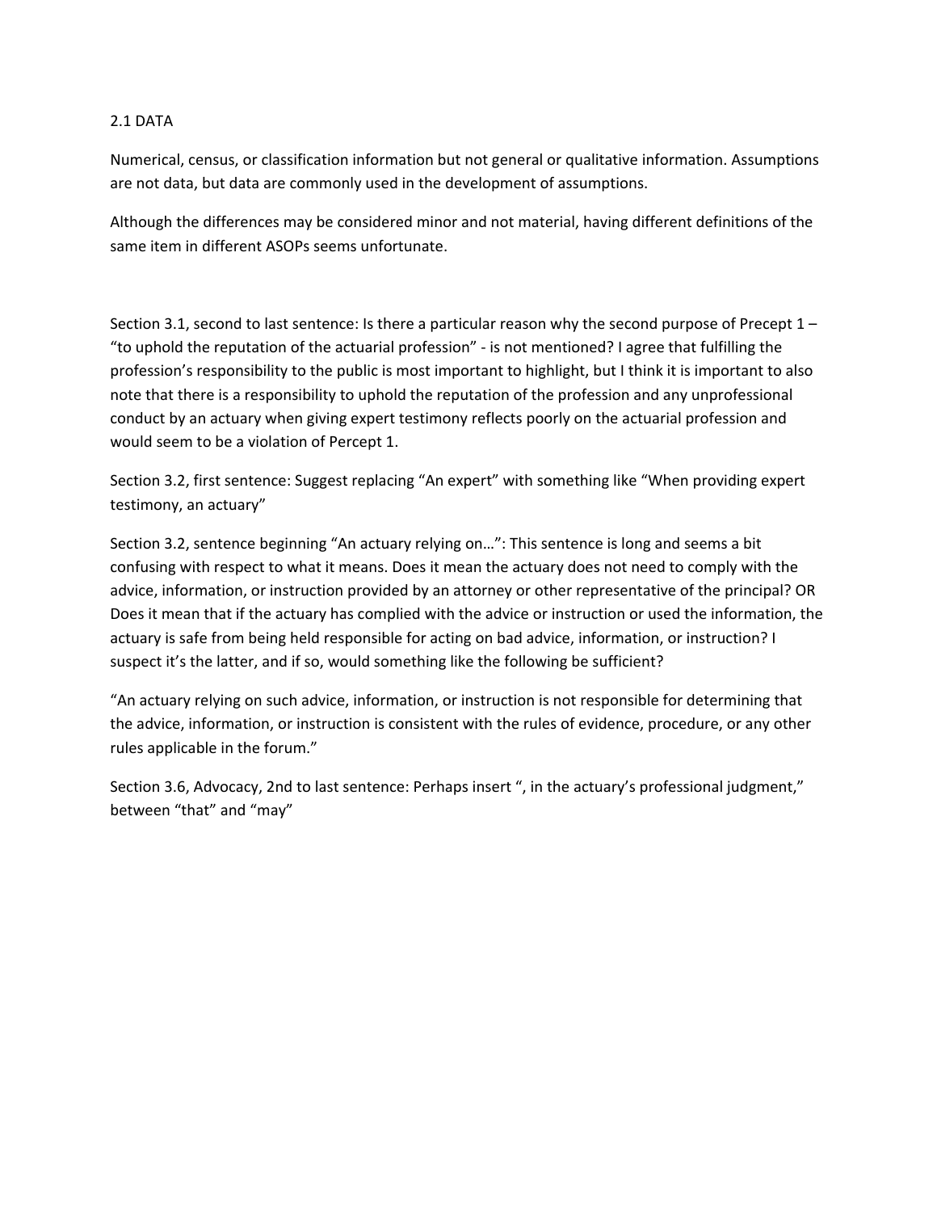2.1 DATA

Numerical, census, or classification information but not general or qualitative information. Assumptions are not data, but data are commonly used in the development of assumptions.

Although the differences may be considered minor and not material, having different definitions of the same item in different ASOPs seems unfortunate.

Section 3.1, second to last sentence: Is there a particular reason why the second purpose of Precept 1 – "to uphold the reputation of the actuarial profession" - is not mentioned? I agree that fulfilling the profession's responsibility to the public is most important to highlight, but I think it is important to also note that there is a responsibility to uphold the reputation of the profession and any unprofessional conduct by an actuary when giving expert testimony reflects poorly on the actuarial profession and would seem to be a violation of Percept 1.

Section 3.2, first sentence: Suggest replacing "An expert" with something like "When providing expert testimony, an actuary"

Section 3.2, sentence beginning "An actuary relying on…": This sentence is long and seems a bit confusing with respect to what it means. Does it mean the actuary does not need to comply with the advice, information, or instruction provided by an attorney or other representative of the principal? OR Does it mean that if the actuary has complied with the advice or instruction or used the information, the actuary is safe from being held responsible for acting on bad advice, information, or instruction? I suspect it's the latter, and if so, would something like the following be sufficient?

"An actuary relying on such advice, information, or instruction is not responsible for determining that the advice, information, or instruction is consistent with the rules of evidence, procedure, or any other rules applicable in the forum."

Section 3.6, Advocacy, 2nd to last sentence: Perhaps insert ", in the actuary's professional judgment," between "that" and "may"